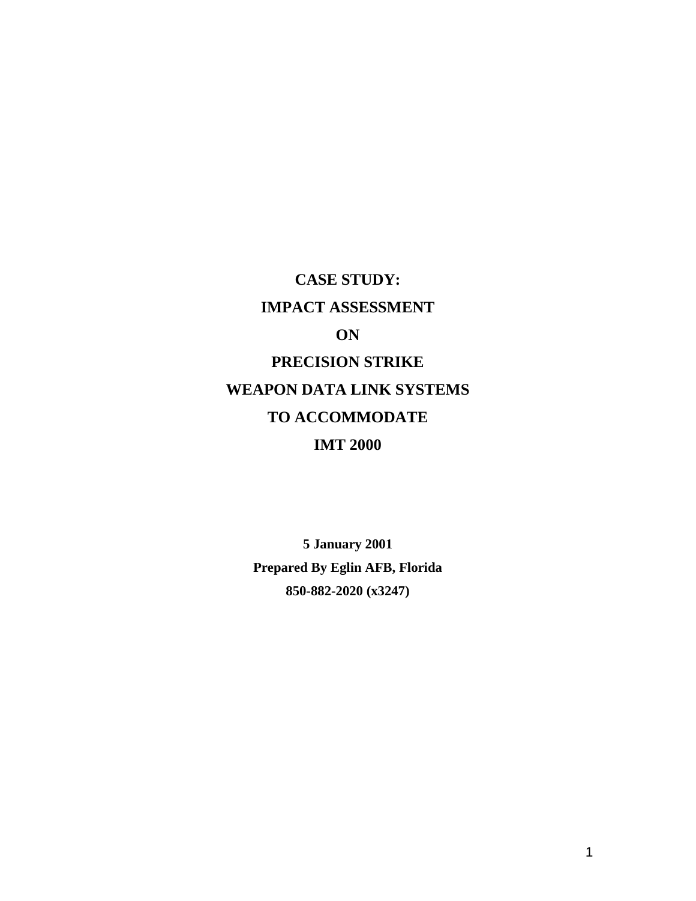# CASE STUDY:

# IMPACT ASSESSMENT

# ON

# PRECISION STRIKE

# WEAPON DATA LINK SYSTEMS

# TO ACCOMMODATE

# IMT 2000

**5 January 2001**

**Prepared By Eglin AFB, Florida**

**850-882-2020 (x3247)**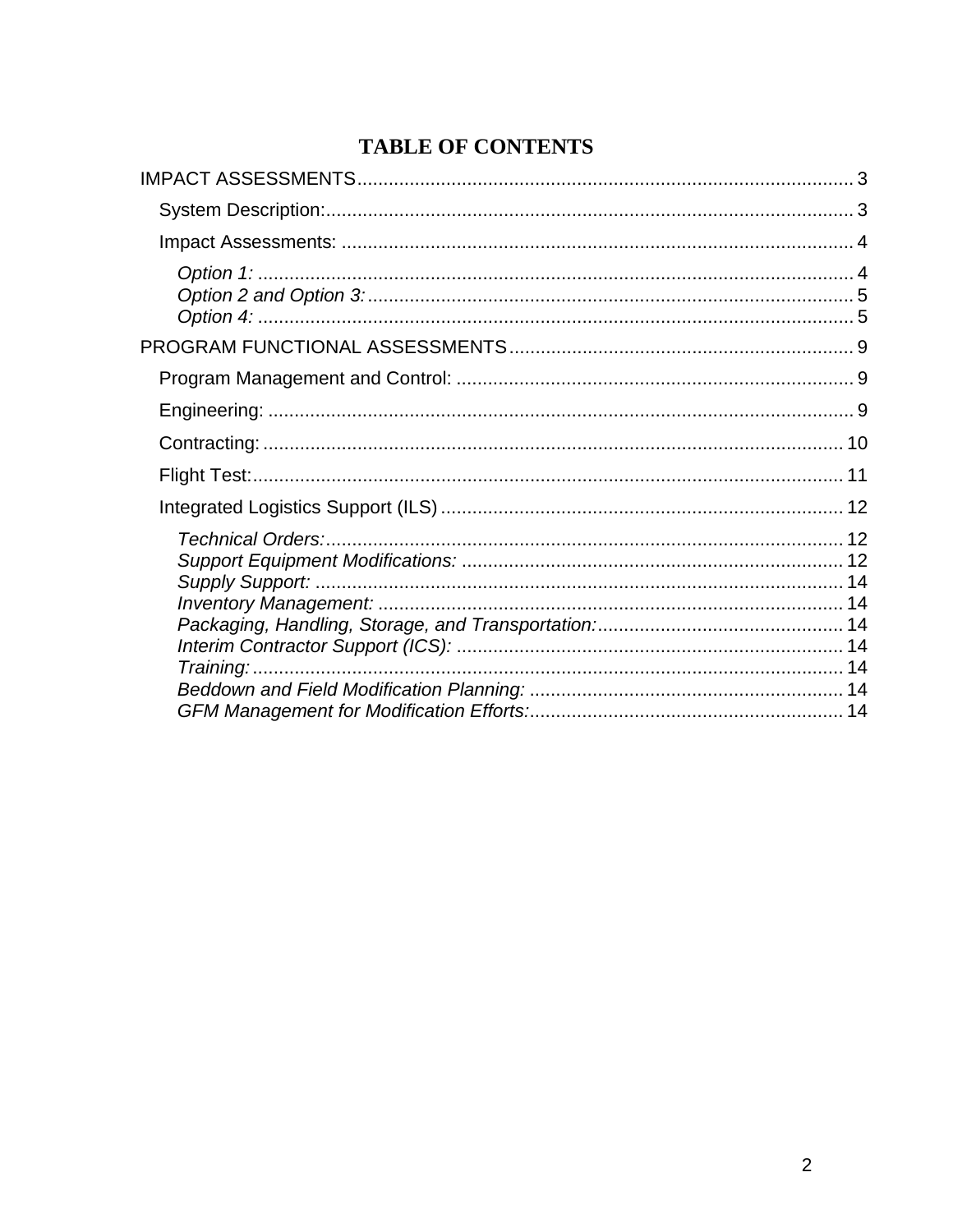# TABLE OF CONTENTS

IMPACT ASSESSMENTS ........................................ 3

- System Description: ........................................ 3
- Impact Assessments: ........................................ 4
  - *Option 1:* ........................................ 4
  - *Option 2 and Option 3:* ........................................ 5
  - *Option 4:* ........................................ 5

PROGRAM FUNCTIONAL ASSESSMENTS ........................................ 9

- Program Management and Control: ........................................ 9
- Engineering: ........................................ 9
- Contracting: ........................................ 10
- Flight Test: ........................................ 11
- Integrated Logistics Support (ILS) ........................................ 12
  - *Technical Orders:* ........................................ 12
  - *Support Equipment Modifications:* ........................................ 12
  - *Supply Support:* ........................................ 14
  - *Inventory Management:* ........................................ 14
  - *Packaging, Handling, Storage, and Transportation:* ........................................ 14
  - *Interim Contractor Support (ICS):* ........................................ 14
  - *Training:* ........................................ 14
  - *Beddown and Field Modification Planning:* ........................................ 14
  - *GFM Management for Modification Efforts:* ........................................ 14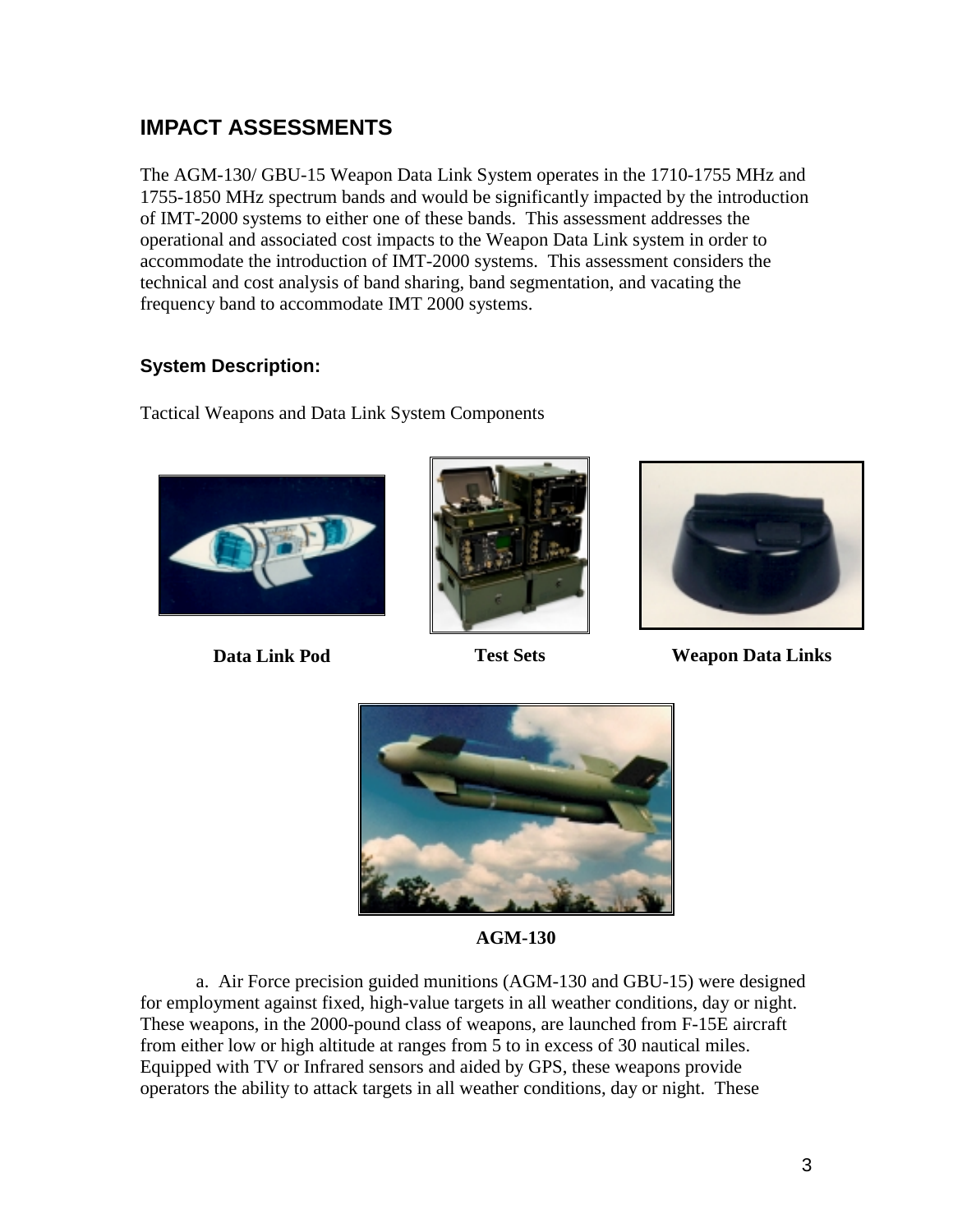## IMPACT ASSESSMENTS

The AGM-130/ GBU-15 Weapon Data Link System operates in the 1710-1755 MHz and 1755-1850 MHz spectrum bands and would be significantly impacted by the introduction of IMT-2000 systems to either one of these bands. This assessment addresses the operational and associated cost impacts to the Weapon Data Link system in order to accommodate the introduction of IMT-2000 systems. This assessment considers the technical and cost analysis of band sharing, band segmentation, and vacating the frequency band to accommodate IMT 2000 systems.

### System Description:

Tactical Weapons and Data Link System Components

**Data Link Pod** **Test Sets** **Weapon Data Links**

**AGM-130**

a. Air Force precision guided munitions (AGM-130 and GBU-15) were designed for employment against fixed, high-value targets in all weather conditions, day or night. These weapons, in the 2000-pound class of weapons, are launched from F-15E aircraft from either low or high altitude at ranges from 5 to in excess of 30 nautical miles. Equipped with TV or Infrared sensors and aided by GPS, these weapons provide operators the ability to attack targets in all weather conditions, day or night. These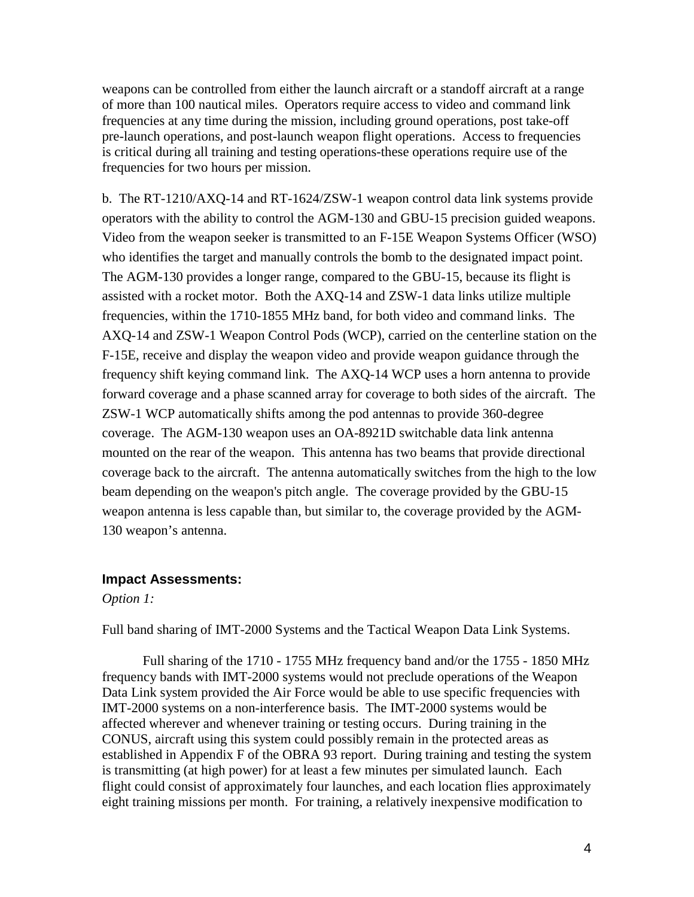weapons can be controlled from either the launch aircraft or a standoff aircraft at a range of more than 100 nautical miles. Operators require access to video and command link frequencies at any time during the mission, including ground operations, post take-off pre-launch operations, and post-launch weapon flight operations. Access to frequencies is critical during all training and testing operations-these operations require use of the frequencies for two hours per mission.

b. The RT-1210/AXQ-14 and RT-1624/ZSW-1 weapon control data link systems provide operators with the ability to control the AGM-130 and GBU-15 precision guided weapons. Video from the weapon seeker is transmitted to an F-15E Weapon Systems Officer (WSO) who identifies the target and manually controls the bomb to the designated impact point. The AGM-130 provides a longer range, compared to the GBU-15, because its flight is assisted with a rocket motor. Both the AXQ-14 and ZSW-1 data links utilize multiple frequencies, within the 1710-1855 MHz band, for both video and command links. The AXQ-14 and ZSW-1 Weapon Control Pods (WCP), carried on the centerline station on the F-15E, receive and display the weapon video and provide weapon guidance through the frequency shift keying command link. The AXQ-14 WCP uses a horn antenna to provide forward coverage and a phase scanned array for coverage to both sides of the aircraft. The ZSW-1 WCP automatically shifts among the pod antennas to provide 360-degree coverage. The AGM-130 weapon uses an OA-8921D switchable data link antenna mounted on the rear of the weapon. This antenna has two beams that provide directional coverage back to the aircraft. The antenna automatically switches from the high to the low beam depending on the weapon's pitch angle. The coverage provided by the GBU-15 weapon antenna is less capable than, but similar to, the coverage provided by the AGM-130 weapon's antenna.

### Impact Assessments:

*Option 1:*

Full band sharing of IMT-2000 Systems and the Tactical Weapon Data Link Systems.

Full sharing of the 1710 - 1755 MHz frequency band and/or the 1755 - 1850 MHz frequency bands with IMT-2000 systems would not preclude operations of the Weapon Data Link system provided the Air Force would be able to use specific frequencies with IMT-2000 systems on a non-interference basis. The IMT-2000 systems would be affected wherever and whenever training or testing occurs. During training in the CONUS, aircraft using this system could possibly remain in the protected areas as established in Appendix F of the OBRA 93 report. During training and testing the system is transmitting (at high power) for at least a few minutes per simulated launch. Each flight could consist of approximately four launches, and each location flies approximately eight training missions per month. For training, a relatively inexpensive modification to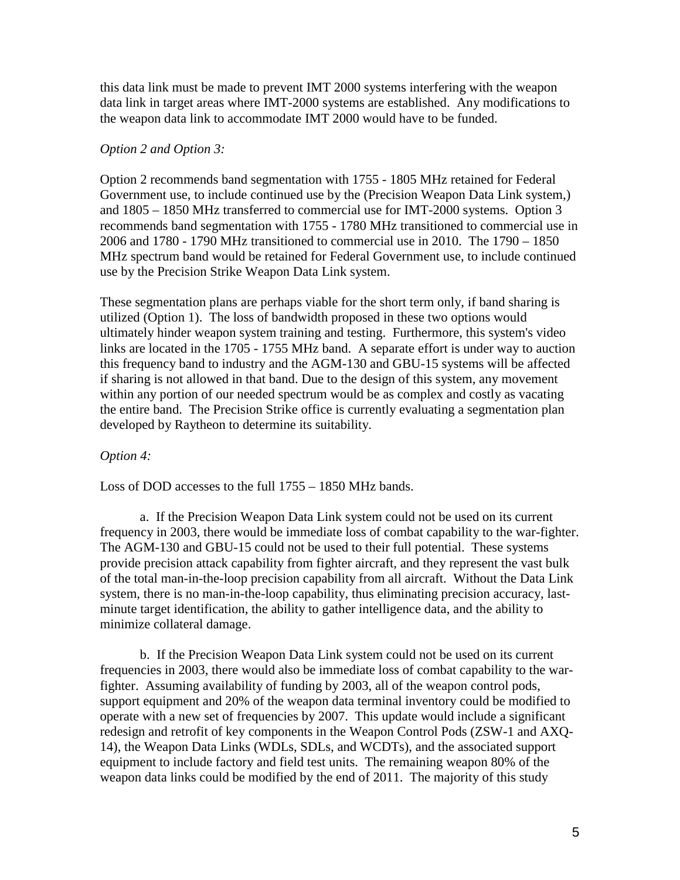this data link must be made to prevent IMT 2000 systems interfering with the weapon data link in target areas where IMT-2000 systems are established. Any modifications to the weapon data link to accommodate IMT 2000 would have to be funded.

*Option 2 and Option 3:*

Option 2 recommends band segmentation with 1755 - 1805 MHz retained for Federal Government use, to include continued use by the (Precision Weapon Data Link system,) and 1805 – 1850 MHz transferred to commercial use for IMT-2000 systems. Option 3 recommends band segmentation with 1755 - 1780 MHz transitioned to commercial use in 2006 and 1780 - 1790 MHz transitioned to commercial use in 2010. The 1790 – 1850 MHz spectrum band would be retained for Federal Government use, to include continued use by the Precision Strike Weapon Data Link system.

These segmentation plans are perhaps viable for the short term only, if band sharing is utilized (Option 1). The loss of bandwidth proposed in these two options would ultimately hinder weapon system training and testing. Furthermore, this system's video links are located in the 1705 - 1755 MHz band. A separate effort is under way to auction this frequency band to industry and the AGM-130 and GBU-15 systems will be affected if sharing is not allowed in that band. Due to the design of this system, any movement within any portion of our needed spectrum would be as complex and costly as vacating the entire band. The Precision Strike office is currently evaluating a segmentation plan developed by Raytheon to determine its suitability.

*Option 4:*

Loss of DOD accesses to the full 1755 – 1850 MHz bands.

a. If the Precision Weapon Data Link system could not be used on its current frequency in 2003, there would be immediate loss of combat capability to the war-fighter. The AGM-130 and GBU-15 could not be used to their full potential. These systems provide precision attack capability from fighter aircraft, and they represent the vast bulk of the total man-in-the-loop precision capability from all aircraft. Without the Data Link system, there is no man-in-the-loop capability, thus eliminating precision accuracy, last-minute target identification, the ability to gather intelligence data, and the ability to minimize collateral damage.

b. If the Precision Weapon Data Link system could not be used on its current frequencies in 2003, there would also be immediate loss of combat capability to the war-fighter. Assuming availability of funding by 2003, all of the weapon control pods, support equipment and 20% of the weapon data terminal inventory could be modified to operate with a new set of frequencies by 2007. This update would include a significant redesign and retrofit of key components in the Weapon Control Pods (ZSW-1 and AXQ-14), the Weapon Data Links (WDLs, SDLs, and WCDTs), and the associated support equipment to include factory and field test units. The remaining weapon 80% of the weapon data links could be modified by the end of 2011. The majority of this study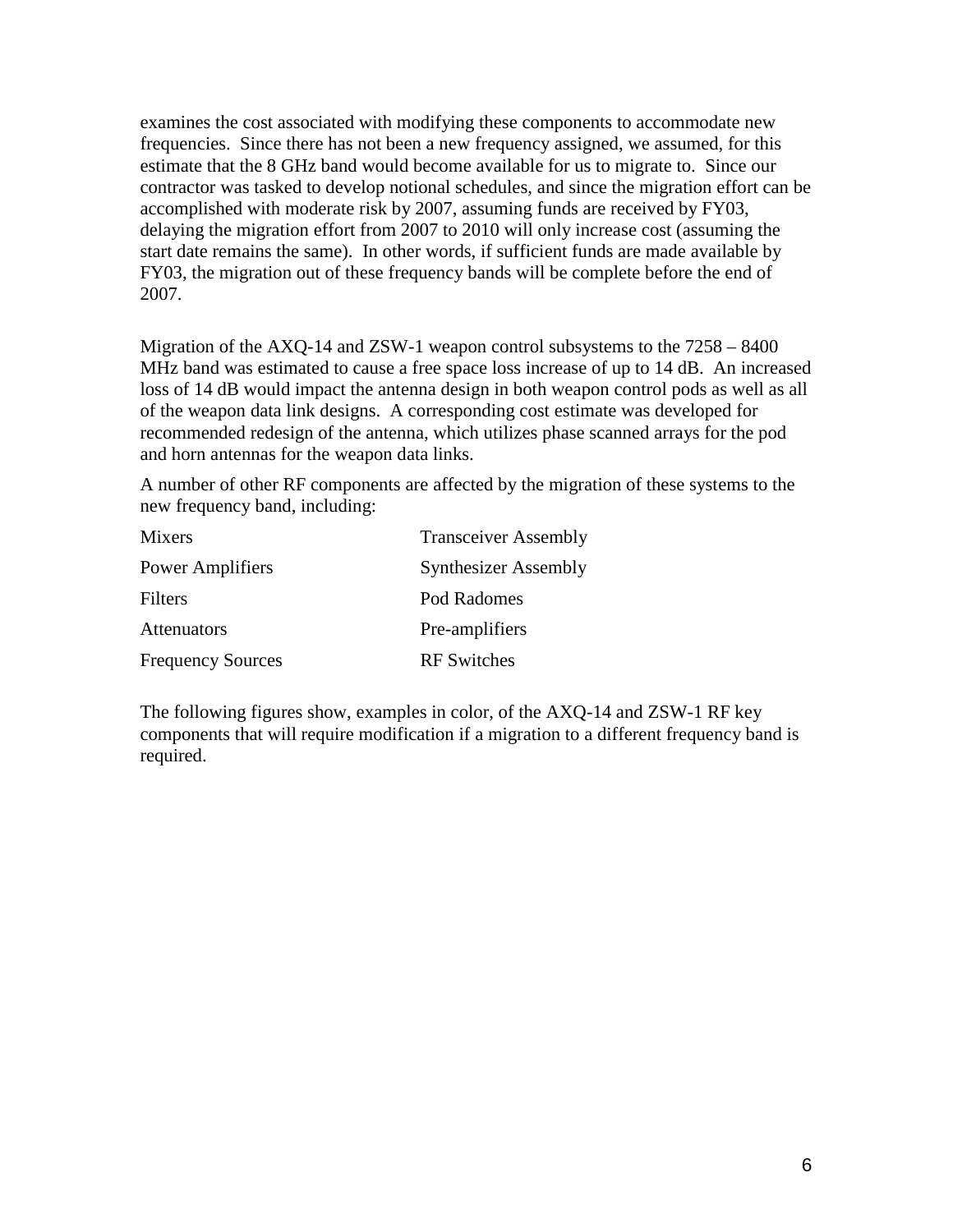examines the cost associated with modifying these components to accommodate new frequencies. Since there has not been a new frequency assigned, we assumed, for this estimate that the 8 GHz band would become available for us to migrate to. Since our contractor was tasked to develop notional schedules, and since the migration effort can be accomplished with moderate risk by 2007, assuming funds are received by FY03, delaying the migration effort from 2007 to 2010 will only increase cost (assuming the start date remains the same). In other words, if sufficient funds are made available by FY03, the migration out of these frequency bands will be complete before the end of 2007.

Migration of the AXQ-14 and ZSW-1 weapon control subsystems to the 7258 – 8400 MHz band was estimated to cause a free space loss increase of up to 14 dB. An increased loss of 14 dB would impact the antenna design in both weapon control pods as well as all of the weapon data link designs. A corresponding cost estimate was developed for recommended redesign of the antenna, which utilizes phase scanned arrays for the pod and horn antennas for the weapon data links.

A number of other RF components are affected by the migration of these systems to the new frequency band, including:

| | |
|---|---|
| Mixers | Transceiver Assembly |
| Power Amplifiers | Synthesizer Assembly |
| Filters | Pod Radomes |
| Attenuators | Pre-amplifiers |
| Frequency Sources | RF Switches |

The following figures show, examples in color, of the AXQ-14 and ZSW-1 RF key components that will require modification if a migration to a different frequency band is required.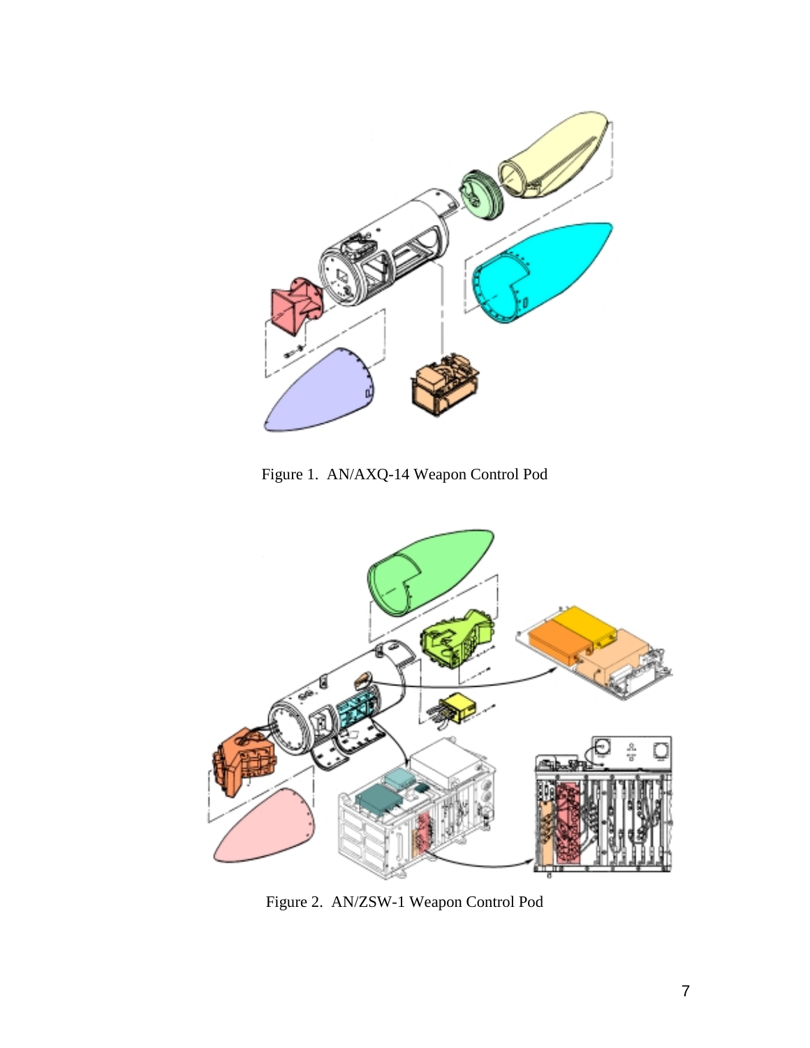Figure 1. AN/AXQ-14 Weapon Control Pod

Figure 2. AN/ZSW-1 Weapon Control Pod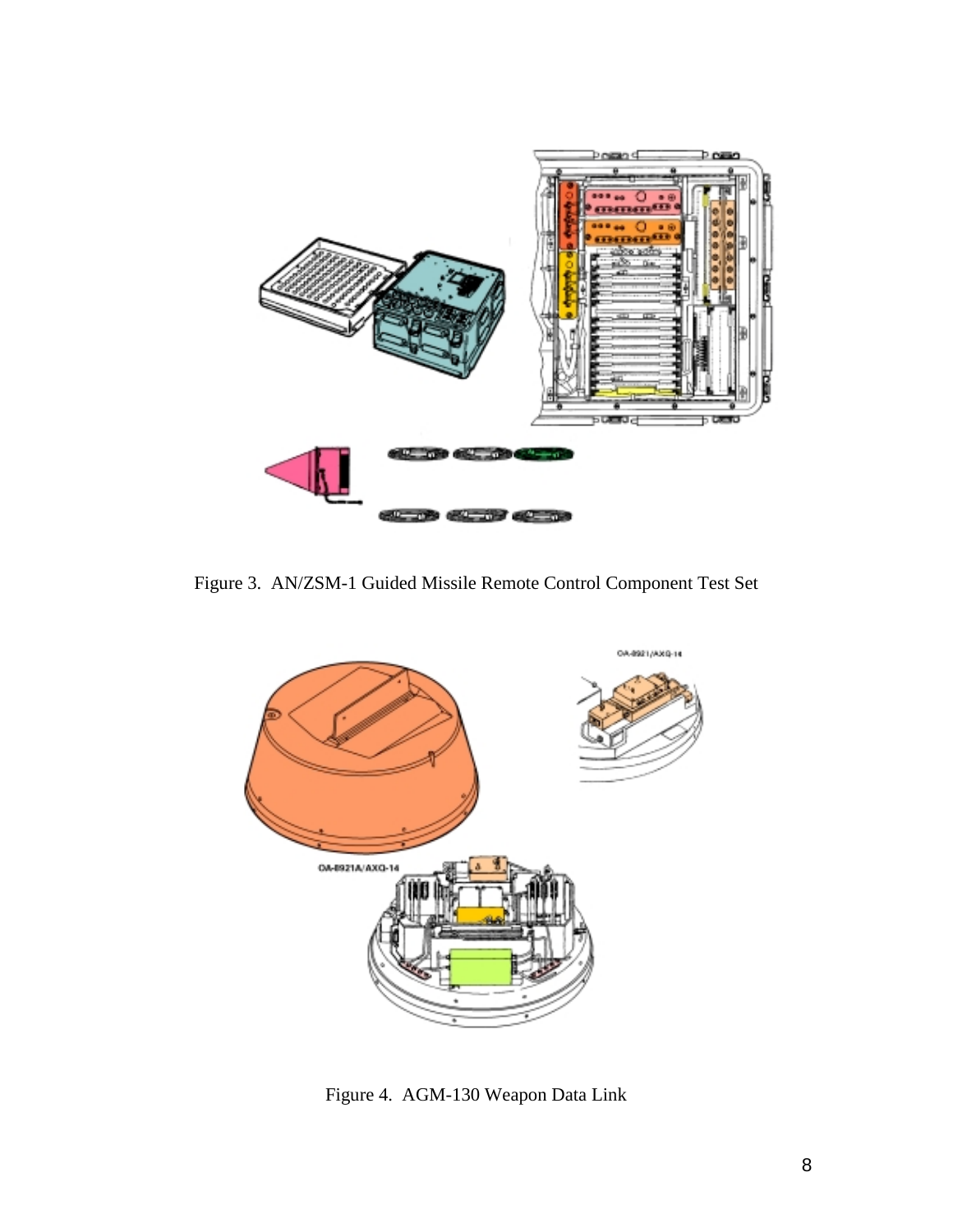Figure 3. AN/ZSM-1 Guided Missile Remote Control Component Test Set

Figure 4. AGM-130 Weapon Data Link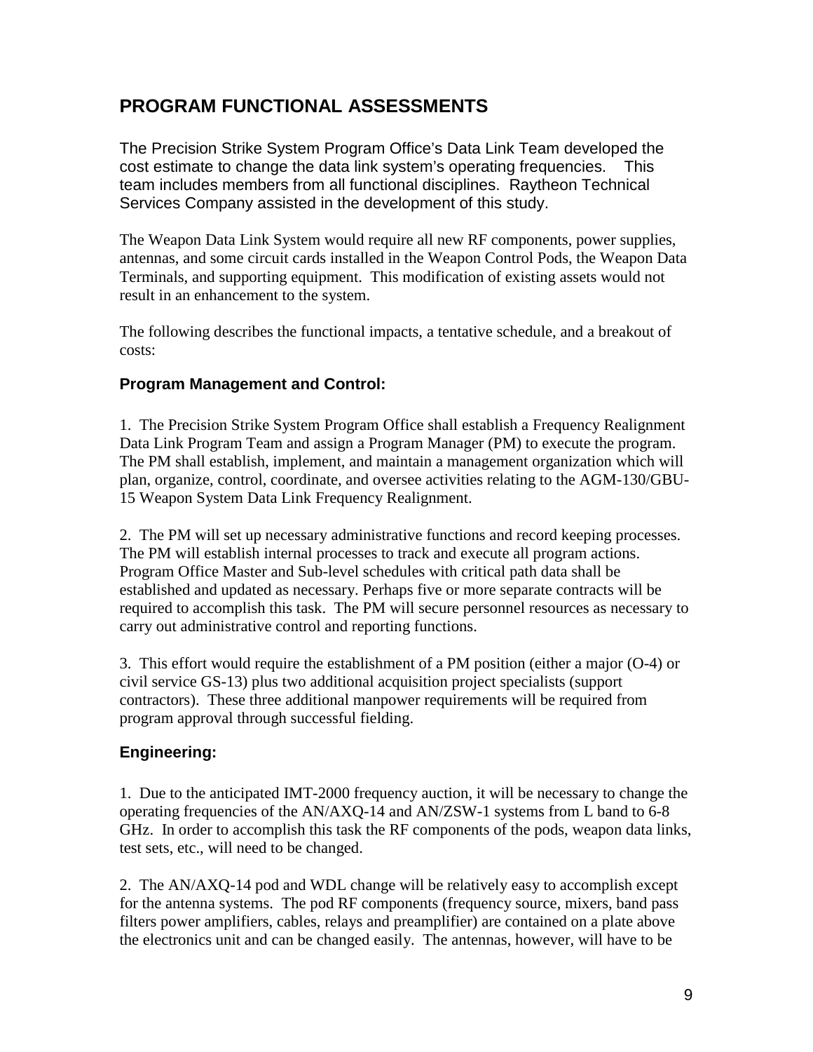## PROGRAM FUNCTIONAL ASSESSMENTS

The Precision Strike System Program Office's Data Link Team developed the cost estimate to change the data link system's operating frequencies. This team includes members from all functional disciplines. Raytheon Technical Services Company assisted in the development of this study.

The Weapon Data Link System would require all new RF components, power supplies, antennas, and some circuit cards installed in the Weapon Control Pods, the Weapon Data Terminals, and supporting equipment. This modification of existing assets would not result in an enhancement to the system.

The following describes the functional impacts, a tentative schedule, and a breakout of costs:

### Program Management and Control:

1. The Precision Strike System Program Office shall establish a Frequency Realignment Data Link Program Team and assign a Program Manager (PM) to execute the program. The PM shall establish, implement, and maintain a management organization which will plan, organize, control, coordinate, and oversee activities relating to the AGM-130/GBU-15 Weapon System Data Link Frequency Realignment.

2. The PM will set up necessary administrative functions and record keeping processes. The PM will establish internal processes to track and execute all program actions. Program Office Master and Sub-level schedules with critical path data shall be established and updated as necessary. Perhaps five or more separate contracts will be required to accomplish this task. The PM will secure personnel resources as necessary to carry out administrative control and reporting functions.

3. This effort would require the establishment of a PM position (either a major (O-4) or civil service GS-13) plus two additional acquisition project specialists (support contractors). These three additional manpower requirements will be required from program approval through successful fielding.

### Engineering:

1. Due to the anticipated IMT-2000 frequency auction, it will be necessary to change the operating frequencies of the AN/AXQ-14 and AN/ZSW-1 systems from L band to 6-8 GHz. In order to accomplish this task the RF components of the pods, weapon data links, test sets, etc., will need to be changed.

2. The AN/AXQ-14 pod and WDL change will be relatively easy to accomplish except for the antenna systems. The pod RF components (frequency source, mixers, band pass filters power amplifiers, cables, relays and preamplifier) are contained on a plate above the electronics unit and can be changed easily. The antennas, however, will have to be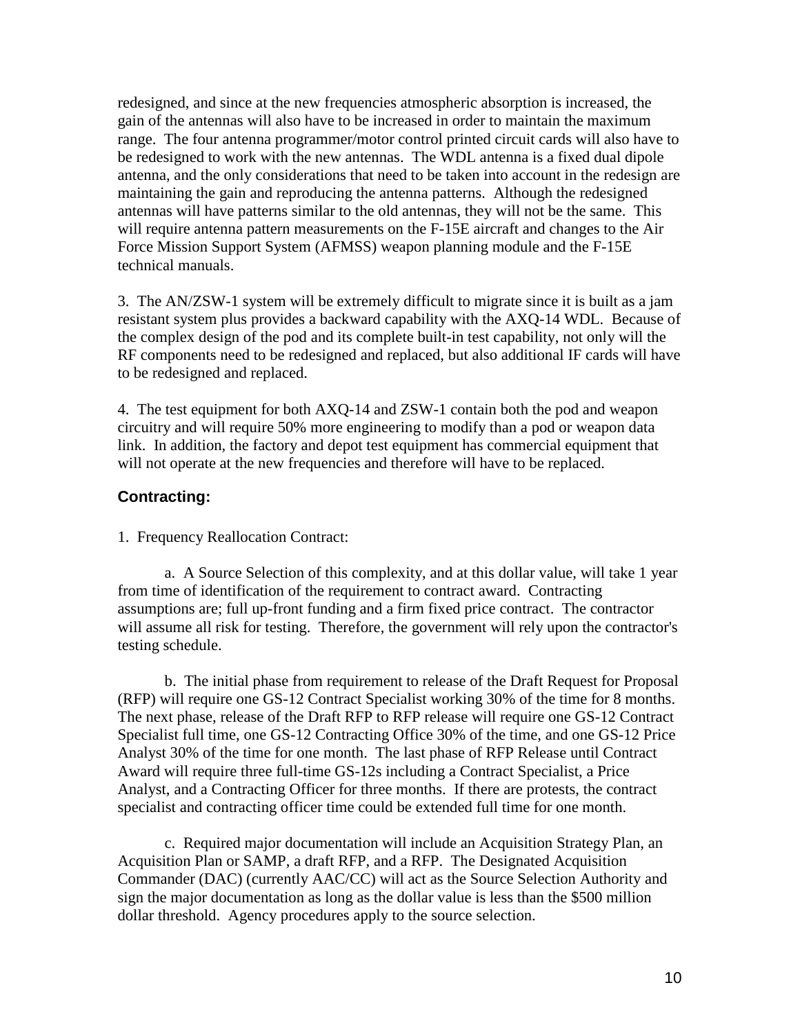redesigned, and since at the new frequencies atmospheric absorption is increased, the gain of the antennas will also have to be increased in order to maintain the maximum range. The four antenna programmer/motor control printed circuit cards will also have to be redesigned to work with the new antennas. The WDL antenna is a fixed dual dipole antenna, and the only considerations that need to be taken into account in the redesign are maintaining the gain and reproducing the antenna patterns. Although the redesigned antennas will have patterns similar to the old antennas, they will not be the same. This will require antenna pattern measurements on the F-15E aircraft and changes to the Air Force Mission Support System (AFMSS) weapon planning module and the F-15E technical manuals.

3. The AN/ZSW-1 system will be extremely difficult to migrate since it is built as a jam resistant system plus provides a backward capability with the AXQ-14 WDL. Because of the complex design of the pod and its complete built-in test capability, not only will the RF components need to be redesigned and replaced, but also additional IF cards will have to be redesigned and replaced.

4. The test equipment for both AXQ-14 and ZSW-1 contain both the pod and weapon circuitry and will require 50% more engineering to modify than a pod or weapon data link. In addition, the factory and depot test equipment has commercial equipment that will not operate at the new frequencies and therefore will have to be replaced.

### Contracting:

1. Frequency Reallocation Contract:

a. A Source Selection of this complexity, and at this dollar value, will take 1 year from time of identification of the requirement to contract award. Contracting assumptions are; full up-front funding and a firm fixed price contract. The contractor will assume all risk for testing. Therefore, the government will rely upon the contractor's testing schedule.

b. The initial phase from requirement to release of the Draft Request for Proposal (RFP) will require one GS-12 Contract Specialist working 30% of the time for 8 months. The next phase, release of the Draft RFP to RFP release will require one GS-12 Contract Specialist full time, one GS-12 Contracting Office 30% of the time, and one GS-12 Price Analyst 30% of the time for one month. The last phase of RFP Release until Contract Award will require three full-time GS-12s including a Contract Specialist, a Price Analyst, and a Contracting Officer for three months. If there are protests, the contract specialist and contracting officer time could be extended full time for one month.

c. Required major documentation will include an Acquisition Strategy Plan, an Acquisition Plan or SAMP, a draft RFP, and a RFP. The Designated Acquisition Commander (DAC) (currently AAC/CC) will act as the Source Selection Authority and sign the major documentation as long as the dollar value is less than the $500 million dollar threshold. Agency procedures apply to the source selection.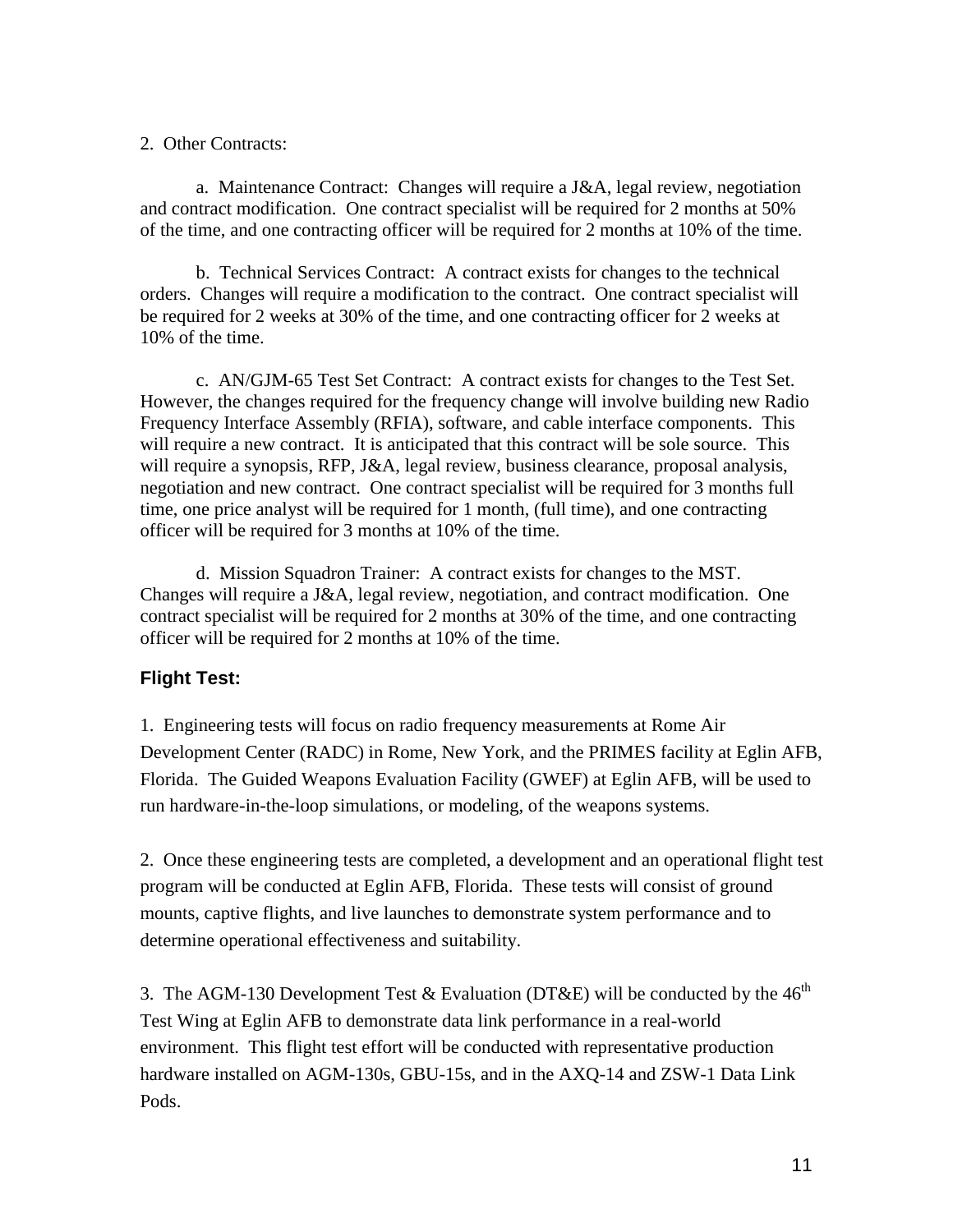2. Other Contracts:

a. Maintenance Contract: Changes will require a J&A, legal review, negotiation and contract modification. One contract specialist will be required for 2 months at 50% of the time, and one contracting officer will be required for 2 months at 10% of the time.

b. Technical Services Contract: A contract exists for changes to the technical orders. Changes will require a modification to the contract. One contract specialist will be required for 2 weeks at 30% of the time, and one contracting officer for 2 weeks at 10% of the time.

c. AN/GJM-65 Test Set Contract: A contract exists for changes to the Test Set. However, the changes required for the frequency change will involve building new Radio Frequency Interface Assembly (RFIA), software, and cable interface components. This will require a new contract. It is anticipated that this contract will be sole source. This will require a synopsis, RFP, J&A, legal review, business clearance, proposal analysis, negotiation and new contract. One contract specialist will be required for 3 months full time, one price analyst will be required for 1 month, (full time), and one contracting officer will be required for 3 months at 10% of the time.

d. Mission Squadron Trainer: A contract exists for changes to the MST. Changes will require a J&A, legal review, negotiation, and contract modification. One contract specialist will be required for 2 months at 30% of the time, and one contracting officer will be required for 2 months at 10% of the time.

## Flight Test:

1. Engineering tests will focus on radio frequency measurements at Rome Air Development Center (RADC) in Rome, New York, and the PRIMES facility at Eglin AFB, Florida. The Guided Weapons Evaluation Facility (GWEF) at Eglin AFB, will be used to run hardware-in-the-loop simulations, or modeling, of the weapons systems.

2. Once these engineering tests are completed, a development and an operational flight test program will be conducted at Eglin AFB, Florida. These tests will consist of ground mounts, captive flights, and live launches to demonstrate system performance and to determine operational effectiveness and suitability.

3. The AGM-130 Development Test & Evaluation (DT&E) will be conducted by the 46th Test Wing at Eglin AFB to demonstrate data link performance in a real-world environment. This flight test effort will be conducted with representative production hardware installed on AGM-130s, GBU-15s, and in the AXQ-14 and ZSW-1 Data Link Pods.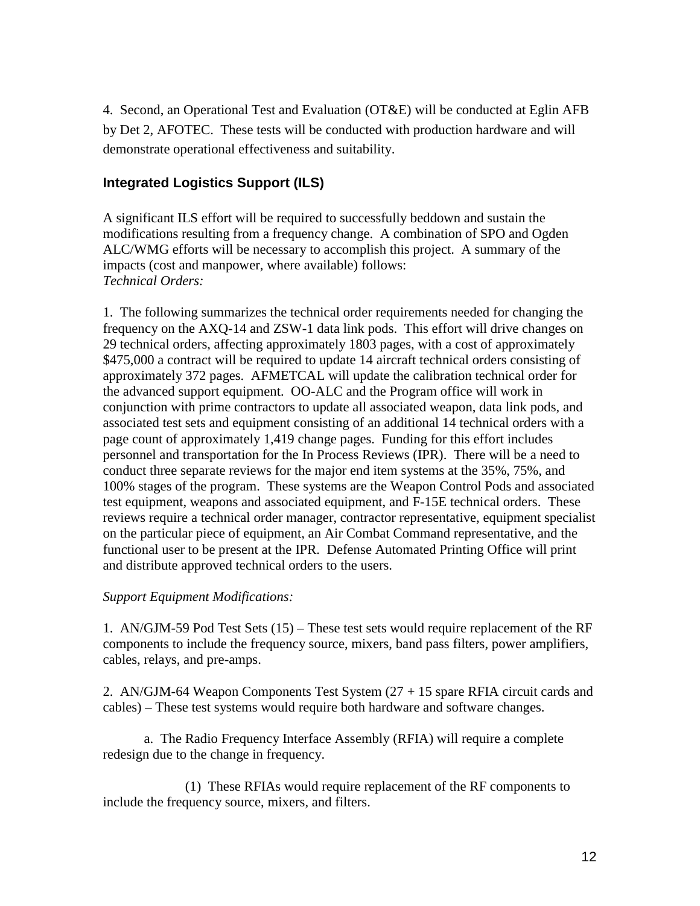4. Second, an Operational Test and Evaluation (OT&E) will be conducted at Eglin AFB by Det 2, AFOTEC. These tests will be conducted with production hardware and will demonstrate operational effectiveness and suitability.

## Integrated Logistics Support (ILS)

A significant ILS effort will be required to successfully beddown and sustain the modifications resulting from a frequency change. A combination of SPO and Ogden ALC/WMG efforts will be necessary to accomplish this project. A summary of the impacts (cost and manpower, where available) follows:
*Technical Orders:*

1. The following summarizes the technical order requirements needed for changing the frequency on the AXQ-14 and ZSW-1 data link pods. This effort will drive changes on 29 technical orders, affecting approximately 1803 pages, with a cost of approximately $475,000 a contract will be required to update 14 aircraft technical orders consisting of approximately 372 pages. AFMETCAL will update the calibration technical order for the advanced support equipment. OO-ALC and the Program office will work in conjunction with prime contractors to update all associated weapon, data link pods, and associated test sets and equipment consisting of an additional 14 technical orders with a page count of approximately 1,419 change pages. Funding for this effort includes personnel and transportation for the In Process Reviews (IPR). There will be a need to conduct three separate reviews for the major end item systems at the 35%, 75%, and 100% stages of the program. These systems are the Weapon Control Pods and associated test equipment, weapons and associated equipment, and F-15E technical orders. These reviews require a technical order manager, contractor representative, equipment specialist on the particular piece of equipment, an Air Combat Command representative, and the functional user to be present at the IPR. Defense Automated Printing Office will print and distribute approved technical orders to the users.

*Support Equipment Modifications:*

1. AN/GJM-59 Pod Test Sets (15) – These test sets would require replacement of the RF components to include the frequency source, mixers, band pass filters, power amplifiers, cables, relays, and pre-amps.

2. AN/GJM-64 Weapon Components Test System (27 + 15 spare RFIA circuit cards and cables) – These test systems would require both hardware and software changes.

a. The Radio Frequency Interface Assembly (RFIA) will require a complete redesign due to the change in frequency.

(1) These RFIAs would require replacement of the RF components to include the frequency source, mixers, and filters.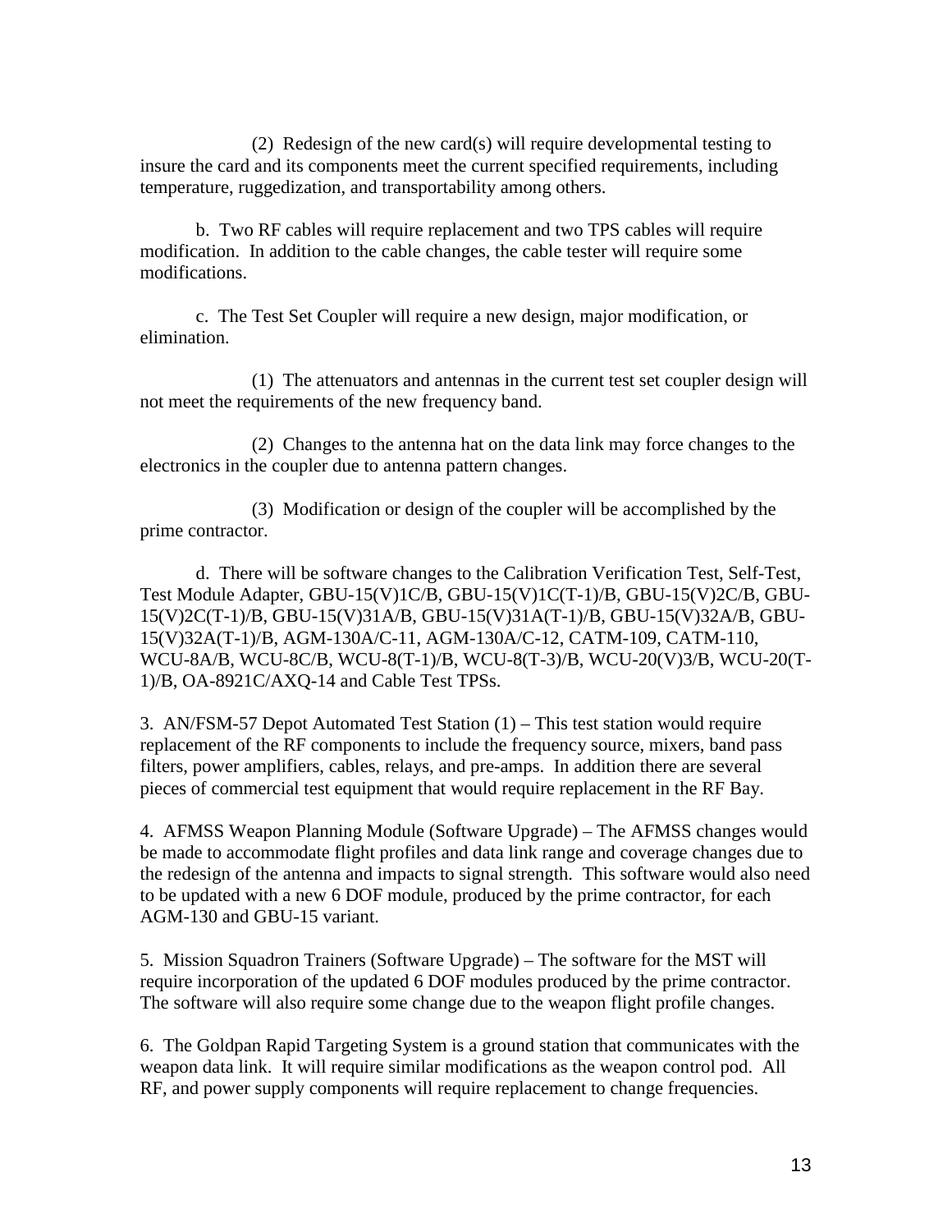(2) Redesign of the new card(s) will require developmental testing to insure the card and its components meet the current specified requirements, including temperature, ruggedization, and transportability among others.

b. Two RF cables will require replacement and two TPS cables will require modification. In addition to the cable changes, the cable tester will require some modifications.

c. The Test Set Coupler will require a new design, major modification, or elimination.

(1) The attenuators and antennas in the current test set coupler design will not meet the requirements of the new frequency band.

(2) Changes to the antenna hat on the data link may force changes to the electronics in the coupler due to antenna pattern changes.

(3) Modification or design of the coupler will be accomplished by the prime contractor.

d. There will be software changes to the Calibration Verification Test, Self-Test, Test Module Adapter, GBU-15(V)1C/B, GBU-15(V)1C(T-1)/B, GBU-15(V)2C/B, GBU-15(V)2C(T-1)/B, GBU-15(V)31A/B, GBU-15(V)31A(T-1)/B, GBU-15(V)32A/B, GBU-15(V)32A(T-1)/B, AGM-130A/C-11, AGM-130A/C-12, CATM-109, CATM-110, WCU-8A/B, WCU-8C/B, WCU-8(T-1)/B, WCU-8(T-3)/B, WCU-20(V)3/B, WCU-20(T-1)/B, OA-8921C/AXQ-14 and Cable Test TPSs.

3. AN/FSM-57 Depot Automated Test Station (1) – This test station would require replacement of the RF components to include the frequency source, mixers, band pass filters, power amplifiers, cables, relays, and pre-amps. In addition there are several pieces of commercial test equipment that would require replacement in the RF Bay.

4. AFMSS Weapon Planning Module (Software Upgrade) – The AFMSS changes would be made to accommodate flight profiles and data link range and coverage changes due to the redesign of the antenna and impacts to signal strength. This software would also need to be updated with a new 6 DOF module, produced by the prime contractor, for each AGM-130 and GBU-15 variant.

5. Mission Squadron Trainers (Software Upgrade) – The software for the MST will require incorporation of the updated 6 DOF modules produced by the prime contractor. The software will also require some change due to the weapon flight profile changes.

6. The Goldpan Rapid Targeting System is a ground station that communicates with the weapon data link. It will require similar modifications as the weapon control pod. All RF, and power supply components will require replacement to change frequencies.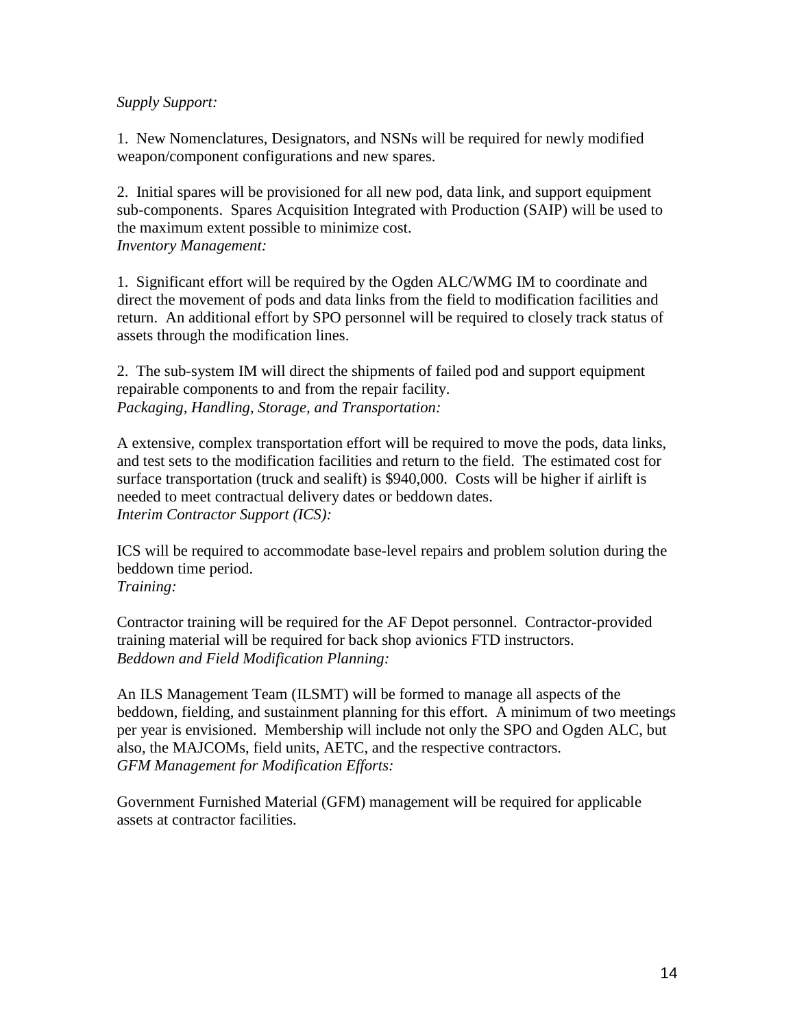*Supply Support:*

1. New Nomenclatures, Designators, and NSNs will be required for newly modified weapon/component configurations and new spares.

2. Initial spares will be provisioned for all new pod, data link, and support equipment sub-components. Spares Acquisition Integrated with Production (SAIP) will be used to the maximum extent possible to minimize cost.

*Inventory Management:*

1. Significant effort will be required by the Ogden ALC/WMG IM to coordinate and direct the movement of pods and data links from the field to modification facilities and return. An additional effort by SPO personnel will be required to closely track status of assets through the modification lines.

2. The sub-system IM will direct the shipments of failed pod and support equipment repairable components to and from the repair facility.

*Packaging, Handling, Storage, and Transportation:*

A extensive, complex transportation effort will be required to move the pods, data links, and test sets to the modification facilities and return to the field. The estimated cost for surface transportation (truck and sealift) is $940,000. Costs will be higher if airlift is needed to meet contractual delivery dates or beddown dates.

*Interim Contractor Support (ICS):*

ICS will be required to accommodate base-level repairs and problem solution during the beddown time period.

*Training:*

Contractor training will be required for the AF Depot personnel. Contractor-provided training material will be required for back shop avionics FTD instructors.

*Beddown and Field Modification Planning:*

An ILS Management Team (ILSMT) will be formed to manage all aspects of the beddown, fielding, and sustainment planning for this effort. A minimum of two meetings per year is envisioned. Membership will include not only the SPO and Ogden ALC, but also, the MAJCOMs, field units, AETC, and the respective contractors.

*GFM Management for Modification Efforts:*

Government Furnished Material (GFM) management will be required for applicable assets at contractor facilities.